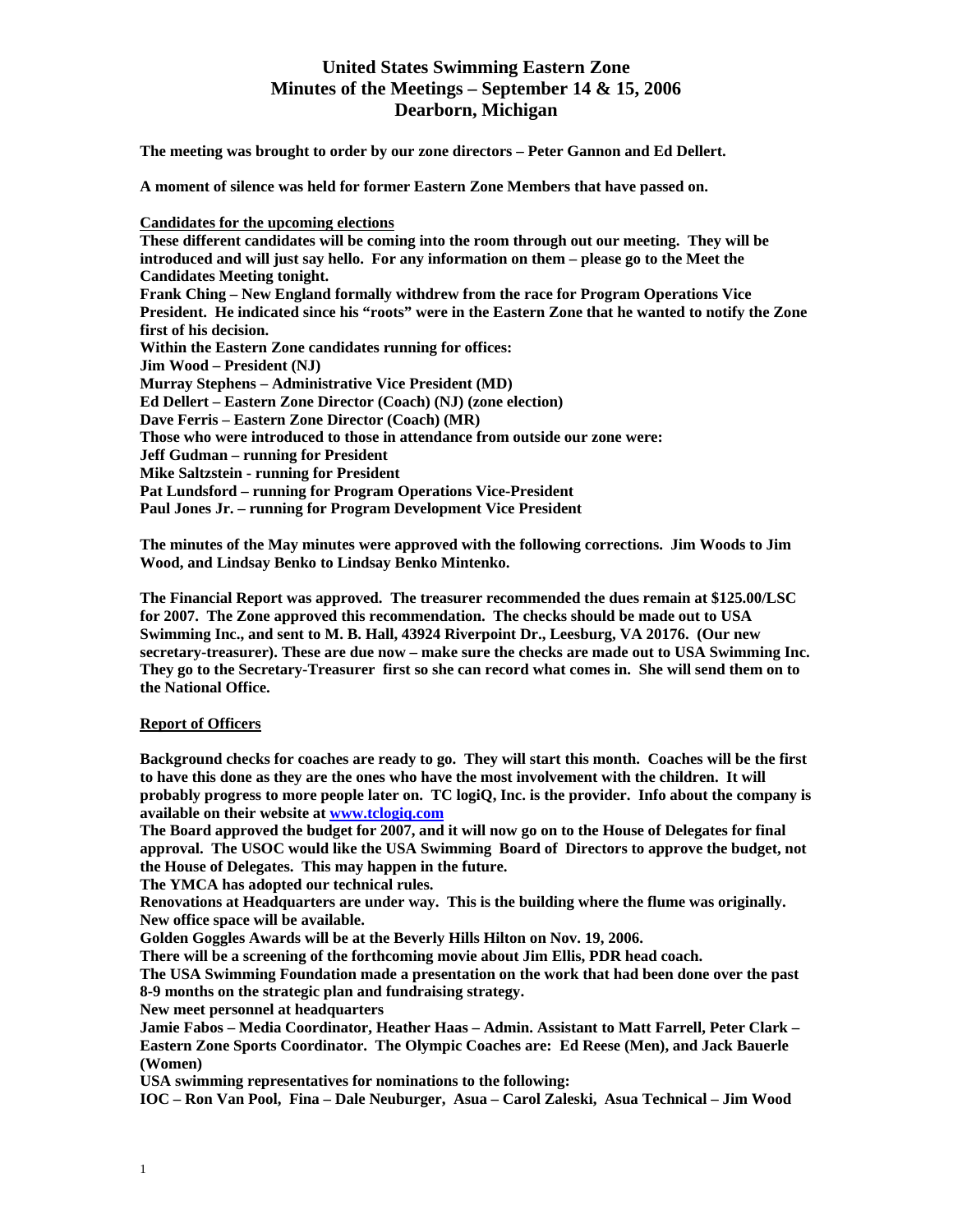# United States Swimming Eastern Zone
## Minutes of the Meetings – September 14 & 15, 2006
## Dearborn, Michigan

**The meeting was brought to order by our zone directors – Peter Gannon and Ed Dellert.**

**A moment of silence was held for former Eastern Zone Members that have passed on.**

**Candidates for the upcoming elections**

**These different candidates will be coming into the room through out our meeting. They will be introduced and will just say hello. For any information on them – please go to the Meet the Candidates Meeting tonight.**

**Frank Ching – New England formally withdrew from the race for Program Operations Vice President. He indicated since his "roots" were in the Eastern Zone that he wanted to notify the Zone first of his decision.**

**Within the Eastern Zone candidates running for offices:**

**Jim Wood – President (NJ)**

**Murray Stephens – Administrative Vice President (MD)**

**Ed Dellert – Eastern Zone Director (Coach) (NJ) (zone election)**

**Dave Ferris – Eastern Zone Director (Coach) (MR)**

**Those who were introduced to those in attendance from outside our zone were:**

**Jeff Gudman – running for President**

**Mike Saltzstein - running for President**

**Pat Lundsford – running for Program Operations Vice-President**

**Paul Jones Jr. – running for Program Development Vice President**

**The minutes of the May minutes were approved with the following corrections. Jim Woods to Jim Wood, and Lindsay Benko to Lindsay Benko Mintenko.**

**The Financial Report was approved. The treasurer recommended the dues remain at $125.00/LSC for 2007. The Zone approved this recommendation. The checks should be made out to USA Swimming Inc., and sent to M. B. Hall, 43924 Riverpoint Dr., Leesburg, VA 20176. (Our new secretary-treasurer). These are due now – make sure the checks are made out to USA Swimming Inc. They go to the Secretary-Treasurer first so she can record what comes in. She will send them on to the National Office.**

**Report of Officers**

**Background checks for coaches are ready to go. They will start this month. Coaches will be the first to have this done as they are the ones who have the most involvement with the children. It will probably progress to more people later on. TC logiQ, Inc. is the provider. Info about the company is available on their website at [www.tclogiq.com](http://www.tclogiq.com)**

**The Board approved the budget for 2007, and it will now go on to the House of Delegates for final approval. The USOC would like the USA Swimming Board of Directors to approve the budget, not the House of Delegates. This may happen in the future.**

**The YMCA has adopted our technical rules.**

**Renovations at Headquarters are under way. This is the building where the flume was originally. New office space will be available.**

**Golden Goggles Awards will be at the Beverly Hills Hilton on Nov. 19, 2006.**

**There will be a screening of the forthcoming movie about Jim Ellis, PDR head coach.**

**The USA Swimming Foundation made a presentation on the work that had been done over the past 8-9 months on the strategic plan and fundraising strategy.**

**New meet personnel at headquarters**

**Jamie Fabos – Media Coordinator, Heather Haas – Admin. Assistant to Matt Farrell, Peter Clark – Eastern Zone Sports Coordinator. The Olympic Coaches are: Ed Reese (Men), and Jack Bauerle (Women)**

**USA swimming representatives for nominations to the following:**

**IOC – Ron Van Pool, Fina – Dale Neuburger, Asua – Carol Zaleski, Asua Technical – Jim Wood**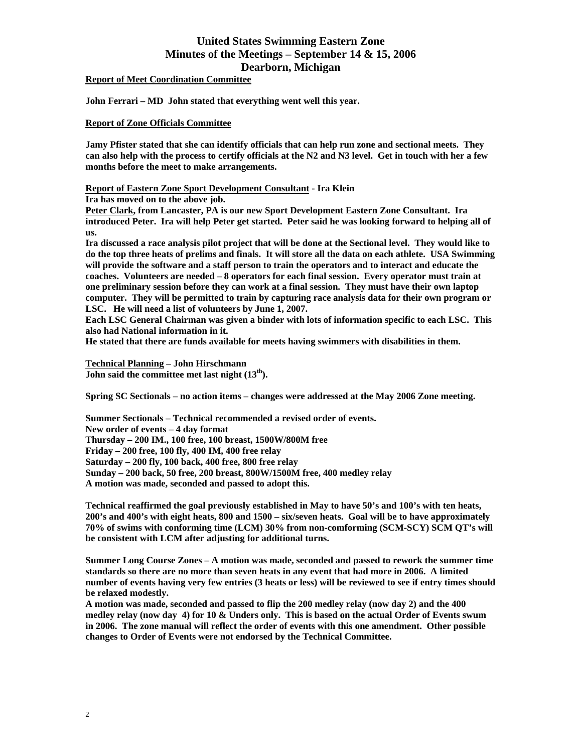# United States Swimming Eastern Zone
# Minutes of the Meetings – September 14 & 15, 2006
# Dearborn, Michigan

**Report of Meet Coordination Committee**

**John Ferrari – MD John stated that everything went well this year.**

**Report of Zone Officials Committee**

**Jamy Pfister stated that she can identify officials that can help run zone and sectional meets. They can also help with the process to certify officials at the N2 and N3 level. Get in touch with her a few months before the meet to make arrangements.**

**Report of Eastern Zone Sport Development Consultant - Ira Klein**

**Ira has moved on to the above job.**

**Peter Clark, from Lancaster, PA is our new Sport Development Eastern Zone Consultant. Ira introduced Peter. Ira will help Peter get started. Peter said he was looking forward to helping all of us.**

**Ira discussed a race analysis pilot project that will be done at the Sectional level. They would like to do the top three heats of prelims and finals. It will store all the data on each athlete. USA Swimming will provide the software and a staff person to train the operators and to interact and educate the coaches. Volunteers are needed – 8 operators for each final session. Every operator must train at one preliminary session before they can work at a final session. They must have their own laptop computer. They will be permitted to train by capturing race analysis data for their own program or LSC. He will need a list of volunteers by June 1, 2007.**

**Each LSC General Chairman was given a binder with lots of information specific to each LSC. This also had National information in it.**

**He stated that there are funds available for meets having swimmers with disabilities in them.**

**Technical Planning – John Hirschmann**

**John said the committee met last night (13th).**

**Spring SC Sectionals – no action items – changes were addressed at the May 2006 Zone meeting.**

**Summer Sectionals – Technical recommended a revised order of events.**

**New order of events – 4 day format**

**Thursday – 200 IM., 100 free, 100 breast, 1500W/800M free**

**Friday – 200 free, 100 fly, 400 IM, 400 free relay**

**Saturday – 200 fly, 100 back, 400 free, 800 free relay**

**Sunday – 200 back, 50 free, 200 breast, 800W/1500M free, 400 medley relay**

**A motion was made, seconded and passed to adopt this.**

**Technical reaffirmed the goal previously established in May to have 50's and 100's with ten heats, 200's and 400's with eight heats, 800 and 1500 – six/seven heats. Goal will be to have approximately 70% of swims with conforming time (LCM) 30% from non-comforming (SCM-SCY) SCM QT's will be consistent with LCM after adjusting for additional turns.**

**Summer Long Course Zones – A motion was made, seconded and passed to rework the summer time standards so there are no more than seven heats in any event that had more in 2006. A limited number of events having very few entries (3 heats or less) will be reviewed to see if entry times should be relaxed modestly.**

**A motion was made, seconded and passed to flip the 200 medley relay (now day 2) and the 400 medley relay (now day 4) for 10 & Unders only. This is based on the actual Order of Events swum in 2006. The zone manual will reflect the order of events with this one amendment. Other possible changes to Order of Events were not endorsed by the Technical Committee.**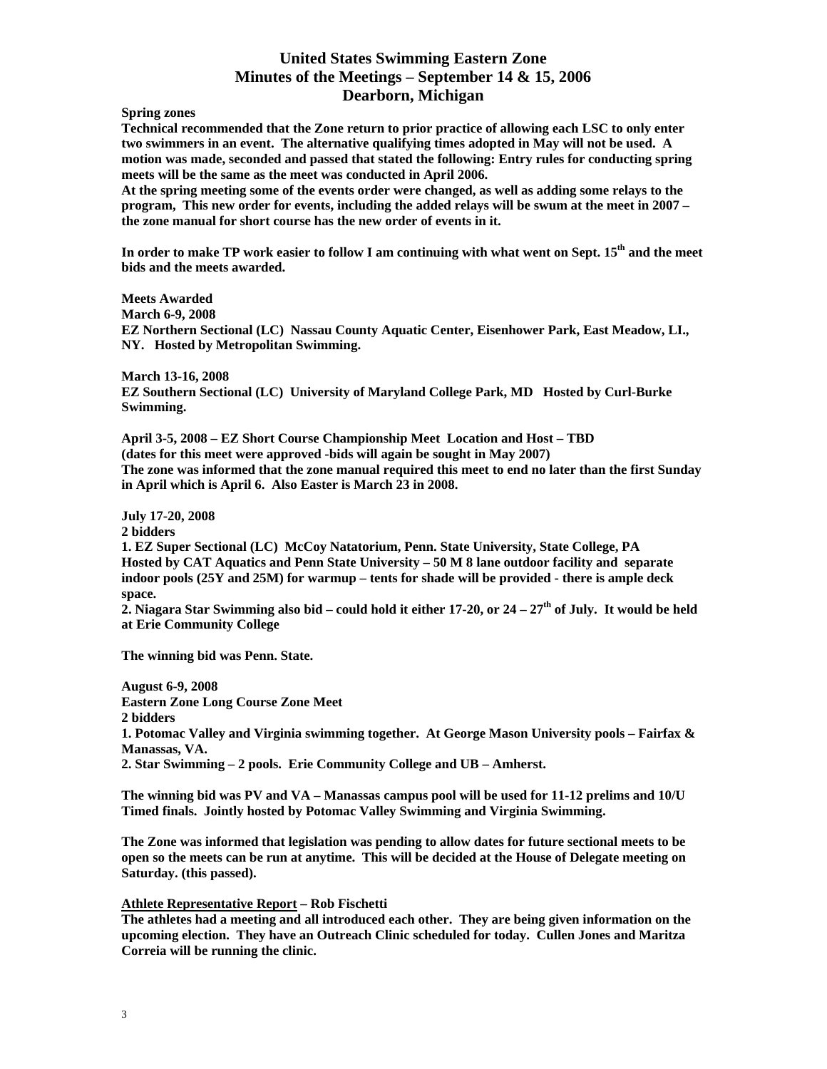# United States Swimming Eastern Zone
## Minutes of the Meetings – September 14 & 15, 2006
## Dearborn, Michigan

**Spring zones**

**Technical recommended that the Zone return to prior practice of allowing each LSC to only enter two swimmers in an event. The alternative qualifying times adopted in May will not be used. A motion was made, seconded and passed that stated the following: Entry rules for conducting spring meets will be the same as the meet was conducted in April 2006.**

**At the spring meeting some of the events order were changed, as well as adding some relays to the program, This new order for events, including the added relays will be swum at the meet in 2007 – the zone manual for short course has the new order of events in it.**

**In order to make TP work easier to follow I am continuing with what went on Sept. 15th and the meet bids and the meets awarded.**

**Meets Awarded**

**March 6-9, 2008**

**EZ Northern Sectional (LC) Nassau County Aquatic Center, Eisenhower Park, East Meadow, LI., NY. Hosted by Metropolitan Swimming.**

**March 13-16, 2008**

**EZ Southern Sectional (LC) University of Maryland College Park, MD Hosted by Curl-Burke Swimming.**

**April 3-5, 2008 – EZ Short Course Championship Meet Location and Host – TBD**

**(dates for this meet were approved -bids will again be sought in May 2007)**

**The zone was informed that the zone manual required this meet to end no later than the first Sunday in April which is April 6. Also Easter is March 23 in 2008.**

**July 17-20, 2008**

**2 bidders**

**1. EZ Super Sectional (LC) McCoy Natatorium, Penn. State University, State College, PA Hosted by CAT Aquatics and Penn State University – 50 M 8 lane outdoor facility and separate indoor pools (25Y and 25M) for warmup – tents for shade will be provided - there is ample deck space.**

**2. Niagara Star Swimming also bid – could hold it either 17-20, or 24 – 27th of July. It would be held at Erie Community College**

**The winning bid was Penn. State.**

**August 6-9, 2008**

**Eastern Zone Long Course Zone Meet**

**2 bidders**

**1. Potomac Valley and Virginia swimming together. At George Mason University pools – Fairfax & Manassas, VA.**

**2. Star Swimming – 2 pools. Erie Community College and UB – Amherst.**

**The winning bid was PV and VA – Manassas campus pool will be used for 11-12 prelims and 10/U Timed finals. Jointly hosted by Potomac Valley Swimming and Virginia Swimming.**

**The Zone was informed that legislation was pending to allow dates for future sectional meets to be open so the meets can be run at anytime. This will be decided at the House of Delegate meeting on Saturday. (this passed).**

**Athlete Representative Report – Rob Fischetti**

**The athletes had a meeting and all introduced each other. They are being given information on the upcoming election. They have an Outreach Clinic scheduled for today. Cullen Jones and Maritza Correia will be running the clinic.**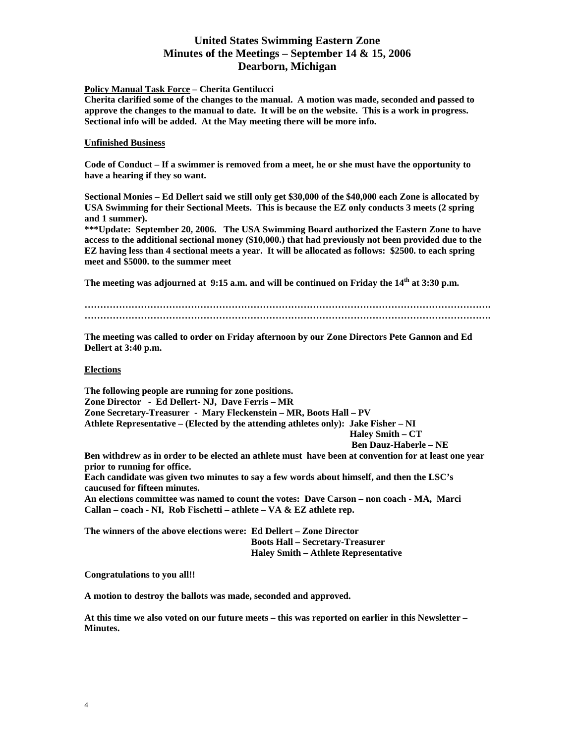# United States Swimming Eastern Zone
## Minutes of the Meetings – September 14 & 15, 2006
## Dearborn, Michigan

**Policy Manual Task Force – Cherita Gentilucci**

**Cherita clarified some of the changes to the manual. A motion was made, seconded and passed to approve the changes to the manual to date. It will be on the website. This is a work in progress. Sectional info will be added. At the May meeting there will be more info.**

**Unfinished Business**

**Code of Conduct – If a swimmer is removed from a meet, he or she must have the opportunity to have a hearing if they so want.**

**Sectional Monies – Ed Dellert said we still only get $30,000 of the $40,000 each Zone is allocated by USA Swimming for their Sectional Meets. This is because the EZ only conducts 3 meets (2 spring and 1 summer).**

**\*\*\*Update: September 20, 2006. The USA Swimming Board authorized the Eastern Zone to have access to the additional sectional money ($10,000.) that had previously not been provided due to the EZ having less than 4 sectional meets a year. It will be allocated as follows: $2500. to each spring meet and $5000. to the summer meet**

**The meeting was adjourned at 9:15 a.m. and will be continued on Friday the 14th at 3:30 p.m.**

**……………………………………………………………………………………………………………….**
**……………………………………………………………………………………………………………….**

**The meeting was called to order on Friday afternoon by our Zone Directors Pete Gannon and Ed Dellert at 3:40 p.m.**

**Elections**

**The following people are running for zone positions.**
**Zone Director - Ed Dellert- NJ, Dave Ferris – MR**
**Zone Secretary-Treasurer - Mary Fleckenstein – MR, Boots Hall – PV**
**Athlete Representative – (Elected by the attending athletes only): Jake Fisher – NI**
**Haley Smith – CT**
**Ben Dauz-Haberle – NE**

**Ben withdrew as in order to be elected an athlete must have been at convention for at least one year prior to running for office.**

**Each candidate was given two minutes to say a few words about himself, and then the LSC's caucused for fifteen minutes.**

**An elections committee was named to count the votes: Dave Carson – non coach - MA, Marci Callan – coach - NI, Rob Fischetti – athlete – VA & EZ athlete rep.**

**The winners of the above elections were: Ed Dellert – Zone Director**
**Boots Hall – Secretary-Treasurer**
**Haley Smith – Athlete Representative**

**Congratulations to you all!!**

**A motion to destroy the ballots was made, seconded and approved.**

**At this time we also voted on our future meets – this was reported on earlier in this Newsletter – Minutes.**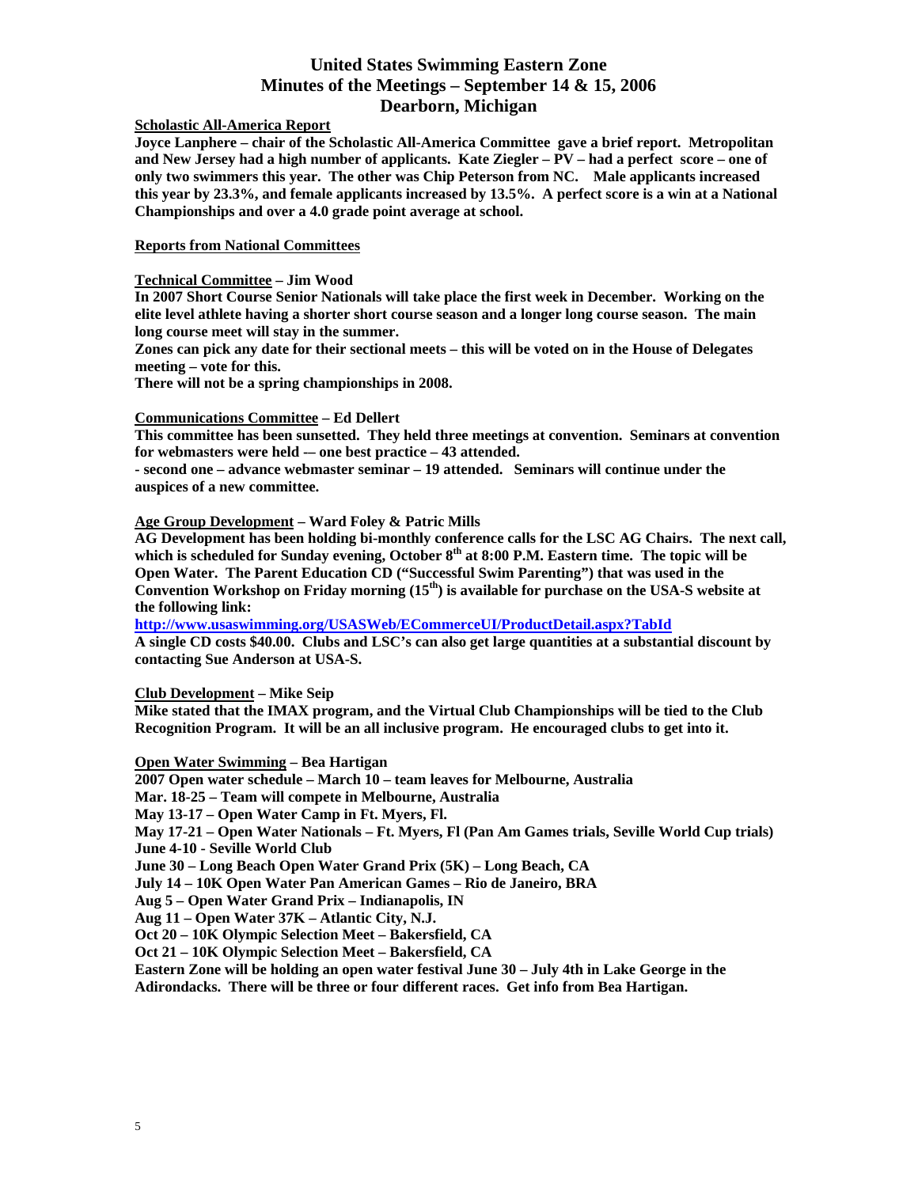# United States Swimming Eastern Zone
## Minutes of the Meetings – September 14 & 15, 2006
## Dearborn, Michigan

**Scholastic All-America Report**

**Joyce Lanphere – chair of the Scholastic All-America Committee gave a brief report. Metropolitan and New Jersey had a high number of applicants. Kate Ziegler – PV – had a perfect score – one of only two swimmers this year. The other was Chip Peterson from NC. Male applicants increased this year by 23.3%, and female applicants increased by 13.5%. A perfect score is a win at a National Championships and over a 4.0 grade point average at school.**

**Reports from National Committees**

**Technical Committee – Jim Wood**

**In 2007 Short Course Senior Nationals will take place the first week in December. Working on the elite level athlete having a shorter short course season and a longer long course season. The main long course meet will stay in the summer.**

**Zones can pick any date for their sectional meets – this will be voted on in the House of Delegates meeting – vote for this.**

**There will not be a spring championships in 2008.**

**Communications Committee – Ed Dellert**

**This committee has been sunsetted. They held three meetings at convention. Seminars at convention for webmasters were held -– one best practice – 43 attended.**

**- second one – advance webmaster seminar – 19 attended. Seminars will continue under the auspices of a new committee.**

**Age Group Development – Ward Foley & Patric Mills**

**AG Development has been holding bi-monthly conference calls for the LSC AG Chairs. The next call, which is scheduled for Sunday evening, October 8th at 8:00 P.M. Eastern time. The topic will be Open Water. The Parent Education CD ("Successful Swim Parenting") that was used in the Convention Workshop on Friday morning (15th) is available for purchase on the USA-S website at the following link:**

**http://www.usaswimming.org/USASWeb/ECommerceUI/ProductDetail.aspx?TabId**

**A single CD costs $40.00. Clubs and LSC's can also get large quantities at a substantial discount by contacting Sue Anderson at USA-S.**

**Club Development – Mike Seip**

**Mike stated that the IMAX program, and the Virtual Club Championships will be tied to the Club Recognition Program. It will be an all inclusive program. He encouraged clubs to get into it.**

**Open Water Swimming – Bea Hartigan**

**2007 Open water schedule – March 10 – team leaves for Melbourne, Australia**
**Mar. 18-25 – Team will compete in Melbourne, Australia**
**May 13-17 – Open Water Camp in Ft. Myers, Fl.**
**May 17-21 – Open Water Nationals – Ft. Myers, Fl (Pan Am Games trials, Seville World Cup trials)**
**June 4-10 - Seville World Club**
**June 30 – Long Beach Open Water Grand Prix (5K) – Long Beach, CA**
**July 14 – 10K Open Water Pan American Games – Rio de Janeiro, BRA**
**Aug 5 – Open Water Grand Prix – Indianapolis, IN**
**Aug 11 – Open Water 37K – Atlantic City, N.J.**
**Oct 20 – 10K Olympic Selection Meet – Bakersfield, CA**
**Oct 21 – 10K Olympic Selection Meet – Bakersfield, CA**
**Eastern Zone will be holding an open water festival June 30 – July 4th in Lake George in the Adirondacks. There will be three or four different races. Get info from Bea Hartigan.**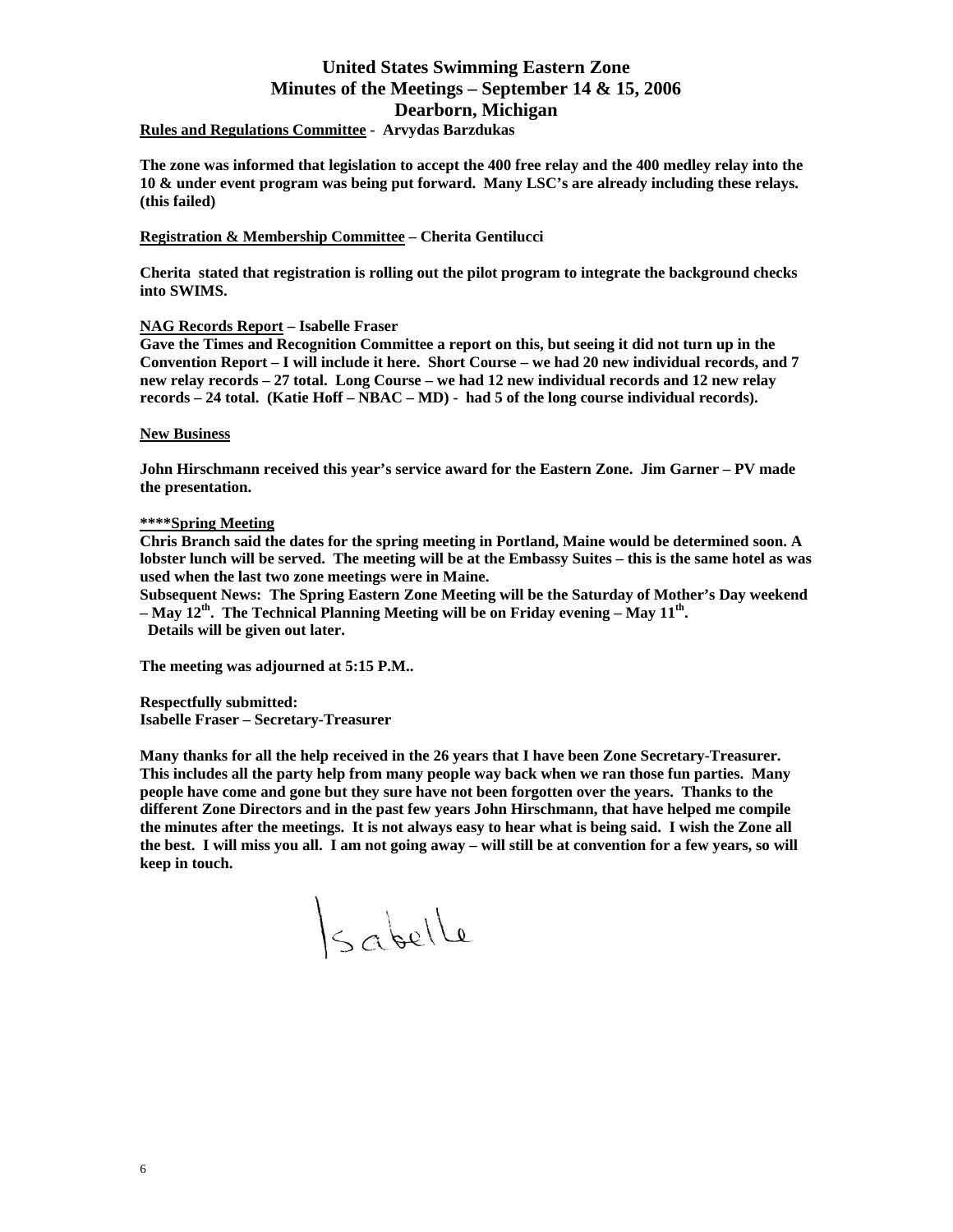# United States Swimming Eastern Zone
## Minutes of the Meetings – September 14 & 15, 2006
## Dearborn, Michigan

**<u>Rules and Regulations Committee</u> - Arvydas Barzdukas**

**The zone was informed that legislation to accept the 400 free relay and the 400 medley relay into the 10 & under event program was being put forward. Many LSC's are already including these relays. (this failed)**

**<u>Registration & Membership Committee</u> – Cherita Gentilucci**

**Cherita stated that registration is rolling out the pilot program to integrate the background checks into SWIMS.**

**<u>NAG Records Report</u> – Isabelle Fraser**
**Gave the Times and Recognition Committee a report on this, but seeing it did not turn up in the Convention Report – I will include it here. Short Course – we had 20 new individual records, and 7 new relay records – 27 total. Long Course – we had 12 new individual records and 12 new relay records – 24 total. (Katie Hoff – NBAC – MD) - had 5 of the long course individual records).**

**<u>New Business</u>**

**John Hirschmann received this year's service award for the Eastern Zone. Jim Garner – PV made the presentation.**

**\*\*\*\*<u>Spring Meeting</u>**
**Chris Branch said the dates for the spring meeting in Portland, Maine would be determined soon. A lobster lunch will be served. The meeting will be at the Embassy Suites – this is the same hotel as was used when the last two zone meetings were in Maine.**
**Subsequent News: The Spring Eastern Zone Meeting will be the Saturday of Mother's Day weekend – May 12th. The Technical Planning Meeting will be on Friday evening – May 11th.**
**Details will be given out later.**

**The meeting was adjourned at 5:15 P.M..**

**Respectfully submitted:**
**Isabelle Fraser – Secretary-Treasurer**

**Many thanks for all the help received in the 26 years that I have been Zone Secretary-Treasurer. This includes all the party help from many people way back when we ran those fun parties. Many people have come and gone but they sure have not been forgotten over the years. Thanks to the different Zone Directors and in the past few years John Hirschmann, that have helped me compile the minutes after the meetings. It is not always easy to hear what is being said. I wish the Zone all the best. I will miss you all. I am not going away – will still be at convention for a few years, so will keep in touch.**

Isabelle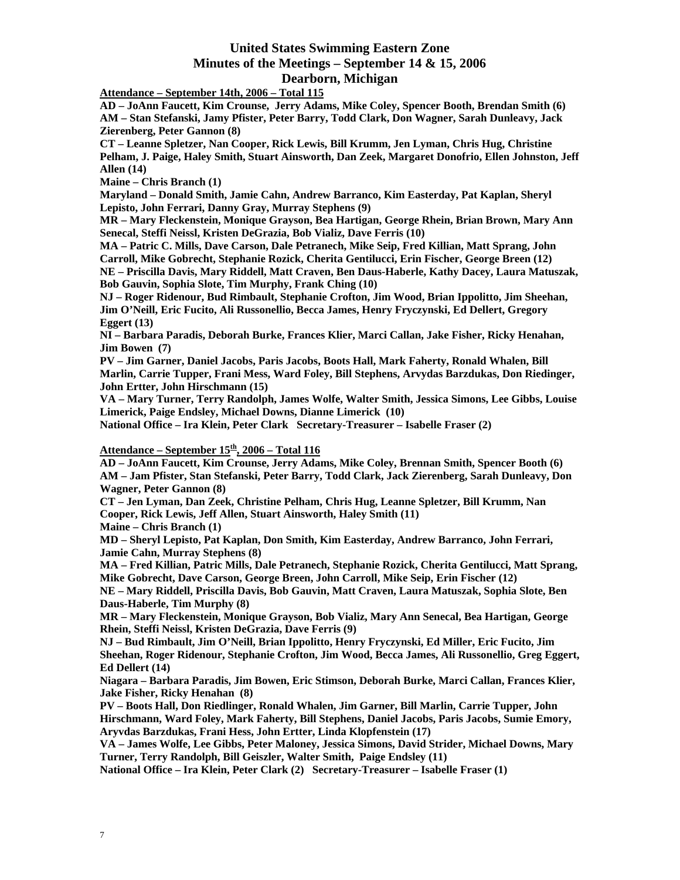# United States Swimming Eastern Zone
# Minutes of the Meetings – September 14 & 15, 2006
# Dearborn, Michigan

**Attendance – September 14th, 2006 – Total 115**

**AD – JoAnn Faucett, Kim Crounse, Jerry Adams, Mike Coley, Spencer Booth, Brendan Smith (6)**
**AM – Stan Stefanski, Jamy Pfister, Peter Barry, Todd Clark, Don Wagner, Sarah Dunleavy, Jack Zierenberg, Peter Gannon (8)**
**CT – Leanne Spletzer, Nan Cooper, Rick Lewis, Bill Krumm, Jen Lyman, Chris Hug, Christine Pelham, J. Paige, Haley Smith, Stuart Ainsworth, Dan Zeek, Margaret Donofrio, Ellen Johnston, Jeff Allen (14)**
**Maine – Chris Branch (1)**
**Maryland – Donald Smith, Jamie Cahn, Andrew Barranco, Kim Easterday, Pat Kaplan, Sheryl Lepisto, John Ferrari, Danny Gray, Murray Stephens (9)**
**MR – Mary Fleckenstein, Monique Grayson, Bea Hartigan, George Rhein, Brian Brown, Mary Ann Senecal, Steffi Neissl, Kristen DeGrazia, Bob Vializ, Dave Ferris (10)**
**MA – Patric C. Mills, Dave Carson, Dale Petranech, Mike Seip, Fred Killian, Matt Sprang, John Carroll, Mike Gobrecht, Stephanie Rozick, Cherita Gentilucci, Erin Fischer, George Breen (12)**
**NE – Priscilla Davis, Mary Riddell, Matt Craven, Ben Daus-Haberle, Kathy Dacey, Laura Matuszak, Bob Gauvin, Sophia Slote, Tim Murphy, Frank Ching (10)**
**NJ – Roger Ridenour, Bud Rimbault, Stephanie Crofton, Jim Wood, Brian Ippolitto, Jim Sheehan, Jim O'Neill, Eric Fucito, Ali Russonellio, Becca James, Henry Fryczynski, Ed Dellert, Gregory Eggert (13)**
**NI – Barbara Paradis, Deborah Burke, Frances Klier, Marci Callan, Jake Fisher, Ricky Henahan, Jim Bowen (7)**
**PV – Jim Garner, Daniel Jacobs, Paris Jacobs, Boots Hall, Mark Faherty, Ronald Whalen, Bill Marlin, Carrie Tupper, Frani Mess, Ward Foley, Bill Stephens, Arvydas Barzdukas, Don Riedinger, John Ertter, John Hirschmann (15)**
**VA – Mary Turner, Terry Randolph, James Wolfe, Walter Smith, Jessica Simons, Lee Gibbs, Louise Limerick, Paige Endsley, Michael Downs, Dianne Limerick (10)**
**National Office – Ira Klein, Peter Clark Secretary-Treasurer – Isabelle Fraser (2)**

**Attendance – September 15th, 2006 – Total 116**

**AD – JoAnn Faucett, Kim Crounse, Jerry Adams, Mike Coley, Brennan Smith, Spencer Booth (6)**
**AM – Jam Pfister, Stan Stefanski, Peter Barry, Todd Clark, Jack Zierenberg, Sarah Dunleavy, Don Wagner, Peter Gannon (8)**
**CT – Jen Lyman, Dan Zeek, Christine Pelham, Chris Hug, Leanne Spletzer, Bill Krumm, Nan Cooper, Rick Lewis, Jeff Allen, Stuart Ainsworth, Haley Smith (11)**
**Maine – Chris Branch (1)**
**MD – Sheryl Lepisto, Pat Kaplan, Don Smith, Kim Easterday, Andrew Barranco, John Ferrari, Jamie Cahn, Murray Stephens (8)**
**MA – Fred Killian, Patric Mills, Dale Petranech, Stephanie Rozick, Cherita Gentilucci, Matt Sprang, Mike Gobrecht, Dave Carson, George Breen, John Carroll, Mike Seip, Erin Fischer (12)**
**NE – Mary Riddell, Priscilla Davis, Bob Gauvin, Matt Craven, Laura Matuszak, Sophia Slote, Ben Daus-Haberle, Tim Murphy (8)**
**MR – Mary Fleckenstein, Monique Grayson, Bob Vializ, Mary Ann Senecal, Bea Hartigan, George Rhein, Steffi Neissl, Kristen DeGrazia, Dave Ferris (9)**
**NJ – Bud Rimbault, Jim O'Neill, Brian Ippolitto, Henry Fryczynski, Ed Miller, Eric Fucito, Jim Sheehan, Roger Ridenour, Stephanie Crofton, Jim Wood, Becca James, Ali Russonellio, Greg Eggert, Ed Dellert (14)**
**Niagara – Barbara Paradis, Jim Bowen, Eric Stimson, Deborah Burke, Marci Callan, Frances Klier, Jake Fisher, Ricky Henahan (8)**
**PV – Boots Hall, Don Riedlinger, Ronald Whalen, Jim Garner, Bill Marlin, Carrie Tupper, John Hirschmann, Ward Foley, Mark Faherty, Bill Stephens, Daniel Jacobs, Paris Jacobs, Sumie Emory, Aryvdas Barzdukas, Frani Hess, John Ertter, Linda Klopfenstein (17)**
**VA – James Wolfe, Lee Gibbs, Peter Maloney, Jessica Simons, David Strider, Michael Downs, Mary Turner, Terry Randolph, Bill Geiszler, Walter Smith, Paige Endsley (11)**
**National Office – Ira Klein, Peter Clark (2) Secretary-Treasurer – Isabelle Fraser (1)**